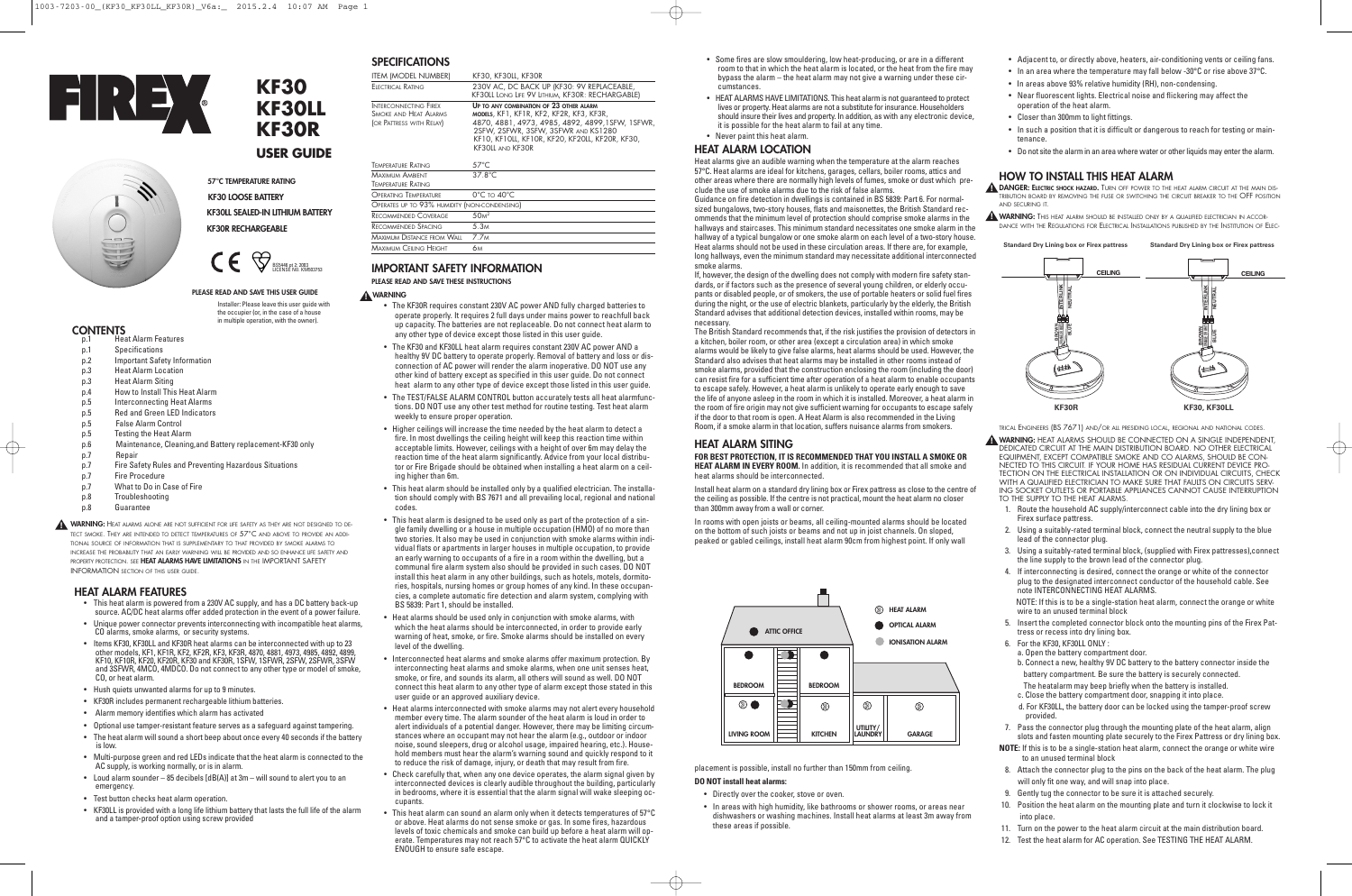# KF30 KF30LL KF30R

## USER GUIDE

**57°C TEMPERATURE RATING**

**KF30 LOOSE BATTERY**

**KF30LL SEALED-IN LITHIUM BATTERY**

**KF30R RECHARGEABLE**

BS5446 pt 2: 2003
LICENSE NO. KM583753

**PLEASE READ AND SAVE THIS USER GUIDE**

Installer: Please leave this user guide with the occupier (or, in the case of a house in multiple operation, with the owner).

## CONTENTS

| | |
|---|---|
| p.1 | Heat Alarm Features |
| p.1 | Specifications |
| p.2 | Important Safety Information |
| p.3 | Heat Alarm Location |
| p.3 | Heat Alarm Siting |
| p.4 | How to Install This Heat Alarm |
| p.5 | Interconnecting Heat Alarms |
| p.5 | Red and Green LED Indicators |
| p.5 | False Alarm Control |
| p.5 | Testing the Heat Alarm |
| p.6 | Maintenance, Cleaning,and Battery replacement-KF30 only |
| p.7 | Repair |
| p.7 | Fire Safety Rules and Preventing Hazardous Situations |
| p.7 | Fire Procedure |
| p.7 | What to Do in Case of Fire |
| p.8 | Troubleshooting |
| p.8 | Guarantee |

**WARNING:** HEAT ALARMS ALONE ARE NOT SUFFICIENT FOR LIFE SAFETY AS THEY ARE NOT DESIGNED TO DETECT SMOKE. THEY ARE INTENDED TO DETECT TEMPERATURES OF 57°C AND ABOVE TO PROVIDE AN ADDITIONAL SOURCE OF INFORMATION THAT IS SUPPLEMENTARY TO THAT PROVIDED BY SMOKE ALARMS TO INCREASE THE PROBABILITY THAT AN EARLY WARNING WILL BE PROVIDED AND SO ENHANCE LIFE SAFETY AND PROPERTY PROTECTION. SEE **HEAT ALARMS HAVE LIMITATIONS** IN THE IMPORTANT SAFETY INFORMATION SECTION OF THIS USER GUIDE.

## HEAT ALARM FEATURES

- This heat alarm is powered from a 230V AC supply, and has a DC battery back-up source. AC/DC heat alarms offer added protection in the event of a power failure.
- Unique power connector prevents interconnecting with incompatible heat alarms, CO alarms, smoke alarms, or security systems.
- Items KF30, KF30LL and KF30R heat alarms can be interconnected with up to 23 other models, KF1, KF1R, KF2, KF2R, KF3, KF3R, 4870, 4881, 4973, 4985, 4892, 4899, KF10, KF10R, KF20, KF20R, KF30 and KF30R, 1SFW, 1SFWR, 2SFW, 2SFWR, 3SFW and 3SFWR, 4MCO, 4MDCO. Do not connect to any other type of model of smoke, CO, or heat alarm.
- Hush quiets unwanted alarms for up to 9 minutes.
- KF30R includes permanent rechargeable lithium batteries.
- Alarm memory identifies which alarm has activated
- Optional use tamper-resistant feature serves as a safeguard against tampering.
- The heat alarm will sound a short beep about once every 40 seconds if the battery is low.
- Multi-purpose green and red LEDs indicate that the heat alarm is connected to the AC supply, is working normally, or is in alarm.
- Loud alarm sounder – 85 decibels [dB(A)] at 3m – will sound to alert you to an emergency.
- Test button checks heat alarm operation.
- KF30LL is provided with a long life lithium battery that lasts the full life of the alarm and a tamper-proof option using screw provided

## SPECIFICATIONS

| ITEM (MODEL NUMBER) | KF30, KF30LL, KF30R |
|---|---|
| ELECTRICAL RATING | 230V AC, DC BACK UP (KF30: 9V REPLACEABLE, KF30LL LONG LIFE 9V LITHIUM, KF30R: RECHARGEABLE) |
| INTERCONNECTING FIREX SMOKE AND HEAT ALARMS (OR PATTRESS WITH RELAY) | **UP TO ANY COMBINATION OF 23 OTHER ALARM MODELS**, KF1, KF1R, KF2, KF2R, KF3, KF3R, 4870, 4881, 4973, 4985, 4892, 4899,1SFW, 1SFWR, 2SFW, 2SFWR, 3SFW, 3SFWR AND KS1280 KF10, KF10LL, KF10R, KF20, KF20LL, KF20R, KF30, KF30LL AND KF30R |
| TEMPERATURE RATING | 57°C |
| MAXIMUM AMBIENT TEMPERATURE RATING | 37.8°C |
| OPERATING TEMPERATURE | 0°C TO 40°C |
| OPERATES UP TO 93% HUMIDITY (NON-CONDENSING) | |
| RECOMMENDED COVERAGE | 50M² |
| RECOMMENDED SPACING | 5.3M |
| MAXIMUM DISTANCE FROM WALL | 7.7M |
| MAXIMUM CEILING HEIGHT | 6M |

## IMPORTANT SAFETY INFORMATION

**PLEASE READ AND SAVE THESE INSTRUCTIONS**

**WARNING**

- The KF30R requires constant 230V AC power AND fully charged batteries to operate properly. It requires 2 full days under mains power to reachfull back up capacity. The batteries are not replaceable. Do not connect heat alarm to any other type of device except those listed in this user guide.
- The KF30 and KF30LL heat alarm requires constant 230V AC power AND a healthy 9V DC battery to operate properly. Removal of battery and loss or disconnection of AC power will render the alarm inoperative. DO NOT use any other kind of battery except as specified in this user guide. Do not connect heat alarm to any other type of device except those listed in this user guide.
- The TEST/FALSE ALARM CONTROL button accurately tests all heat alarmfunctions. DO NOT use any other test method for routine testing. Test heat alarm weekly to ensure proper operation.
- Higher ceilings will increase the time needed by the heat alarm to detect a fire. In most dwellings the ceiling height will keep this reaction time within acceptable limits. However, ceilings with a height of over 6m may delay the reaction time of the heat alarm significantly. Advice from your local distributor or Fire Brigade should be obtained when installing a heat alarm on a ceiling higher than 6m.
- This heat alarm should be installed only by a qualified electrician. The installation should comply with BS 7671 and all prevailing local, regional and national codes.
- This heat alarm is designed to be used only as part of the protection of a single family dwelling or a house in multiple occupation (HMO) of no more than two stories. It also may be used in conjunction with alarms within individual flats or apartments in larger houses in multiple occupation, to provide an early warning to occupants of a fire in a room within the dwelling, but a communal fire alarm system also should be provided in such cases. DO NOT install this heat alarm in any other buildings, such as hotels, motels, dormitories, hospitals, nursing homes or group homes of any kind. In these occupancies, a complete automatic fire detection and alarm system, complying with BS 5839: Part 1, should be installed.
- Heat alarms should be used only in conjunction with smoke alarms, with which the heat alarms should be interconnected, in order to provide early warning of heat, smoke, or fire. Smoke alarms should be installed on every level of the dwelling.
- Interconnected heat alarms and smoke alarms offer maximum protection. By interconnecting heat alarms and smoke alarms, when one unit senses heat, smoke, or fire, and sounds its alarm, all others will sound as well. DO NOT connect this heat alarm to any other type of alarm except those stated in this user guide or an approved auxiliary device.
- Heat alarms interconnected with smoke alarms may not alert every household member every time. The alarm sounder of the heat alarm is loud in order to alert individuals of a potential danger. However, there may be limiting circumstances where an occupant may not hear the alarm (e.g., outdoor or indoor noise, sound sleepers, drug or alcohol usage, impaired hearing, etc.). Household members must hear the alarm's warning sound and quickly respond to it to reduce the risk of damage, injury, or death that may result from fire.
- Check carefully that, when any one device operates, the alarm signal given by interconnected devices is clearly audible throughout the building, particularly in bedrooms, where it is essential that the alarm signal will wake sleeping occupants.
- This heat alarm can sound an alarm only when it detects temperatures of 57°C or above. Heat alarms do not sense smoke or gas. In some fires, hazardous levels of toxic chemicals and smoke can build up before a heat alarm will operate. Temperatures may not reach 57°C to activate the heat alarm QUICKLY ENOUGH to ensure safe escape.
- Some fires are slow smouldering, low heat-producing, or are in a different room to that in which the heat alarm is located, or the heat from the fire may bypass the alarm – the heat alarm may not give a warning under these circumstances.
- HEAT ALARMS HAVE LIMITATIONS. This heat alarm is not guaranteed to protect lives or property. Heat alarms are not a substitute for insurance. Householders should insure their lives and property. In addition, as with any electronic device, it is possible for the heat alarm to fail at any time.
- Never paint this heat alarm.

## HEAT ALARM LOCATION

Heat alarms give an audible warning when the temperature at the alarm reaches 57°C. Heat alarms are ideal for kitchens, garages, cellars, boiler rooms, attics and other areas where there are normally high levels of fumes, smoke or dust which preclude the use of smoke alarms due to the risk of false alarms.

Guidance on fire detection in dwellings is contained in BS 5839: Part 6. For normal-sized bungalows, two-story houses, flats and maisonettes, the British Standard recommends that the minimum level of protection should comprise smoke alarms in the hallways and staircases. This minimum standard necessitates one smoke alarm in the hallway of a typical bungalow or one smoke alarm on each level of a two-story house. Heat alarms should not be used in these circulation areas. If there are, for example, long hallways, even the minimum standard may necessitate additional interconnected smoke alarms.

If, however, the design of the dwelling does not comply with modern fire safety standards, or if factors such as the presence of several young children, or elderly occupants or disabled people, or of smokers, the use of portable heaters or solid fuel fires during the night, or the use of electric blankets, particularly by the elderly, the British Standard advises that additional detection devices, installed within rooms, may be necessary.

The British Standard recommends that, if the risk justifies the provision of detectors in a kitchen, boiler room, or other area (except a circulation area) in which smoke alarms would be likely to give false alarms, heat alarms should be used. However, the Standard also advises that heat alarms may be installed in other rooms instead of smoke alarms, provided that the construction enclosing the room (including the door) can resist fire for a sufficient time after operation of a heat alarm to enable occupants to escape safely. However, a heat alarm is unlikely to operate early enough to save the life of anyone asleep in the room in which it is installed. Moreover, a heat alarm in the room of fire origin may not give sufficient warning for occupants to escape safely if the door to that room is open. A Heat Alarm is also recommended in the Living Room, if a smoke alarm in that location, suffers nuisance alarms from smokers.

## HEAT ALARM SITING

**FOR BEST PROTECTION, IT IS RECOMMENDED THAT YOU INSTALL A SMOKE OR HEAT ALARM IN EVERY ROOM.** In addition, it is recommended that all smoke and heat alarms should be interconnected.

Install heat alarm on a standard dry lining box or Firex pattress as close to the centre of the ceiling as possible. If the centre is not practical, mount the heat alarm no closer than 300mm away from a wall or corner.

In rooms with open joists or beams, all ceiling-mounted alarms should be located on the bottom of such joists or beams and not up in joist channels. On sloped, peaked or gabled ceilings, install heat alarm 90cm from highest point. If only wall placement is possible, install no further than 150mm from ceiling.

**DO NOT install heat alarms:**

- Directly over the cooker, stove or oven.
- In areas with high humidity, like bathrooms or shower rooms, or areas near dishwashers or washing machines. Install heat alarms at least 3m away from these areas if possible.
- Adjacent to, or directly above, heaters, air-conditioning vents or ceiling fans.
- In an area where the temperature may fall below -30°C or rise above 37°C.
- In areas above 93% relative humidity (RH), non-condensing.
- Near fluorescent lights. Electrical noise and flickering may affect the operation of the heat alarm.
- Closer than 300mm to light fittings.
- In such a position that it is difficult or dangerous to reach for testing or maintenance.
- Do not site the alarm in an area where water or other liquids may enter the alarm.

## HOW TO INSTALL THIS HEAT ALARM

**DANGER: ELECTRIC SHOCK HAZARD.** TURN OFF POWER TO THE HEAT ALARM CIRCUIT AT THE MAIN DISTRIBUTION BOARD BY REMOVING THE FUSE OR SWITCHING THE CIRCUIT BREAKER TO THE OFF POSITION AND SECURING IT.

**WARNING:** THIS HEAT ALARM SHOULD BE INSTALLED ONLY BY A QUALIFIED ELECTRICIAN IN ACCORDANCE WITH THE REGULATIONS FOR ELECTRICAL INSTALLATIONS PUBLISHED BY THE INSTITUTION OF ELECTRICAL ENGINEERS (BS 7671) AND/OR ALL PRESIDING LOCAL, REGIONAL AND NATIONAL CODES.

**WARNING:** HEAT ALARMS SHOULD BE CONNECTED ON A SINGLE INDEPENDENT, DEDICATED CIRCUIT AT THE MAIN DISTRIBUTION BOARD. NO OTHER ELECTRICAL EQUIPMENT, EXCEPT COMPATIBLE SMOKE AND CO ALARMS, SHOULD BE CONNECTED TO THIS CIRCUIT. IF YOUR HOME HAS RESIDUAL CURRENT DEVICE PROTECTION ON THE ELECTRICAL INSTALLATION OR ON INDIVIDUAL CIRCUITS, CHECK WITH A QUALIFIED ELECTRICIAN TO MAKE SURE THAT FAULTS ON CIRCUITS SERVING SOCKET OUTLETS OR PORTABLE APPLIANCES CANNOT CAUSE INTERRUPTION TO THE SUPPLY TO THE HEAT ALARMS.

1. Route the household AC supply/interconnect cable into the dry lining box or Firex surface pattress.
2. Using a suitably-rated terminal block, connect the neutral supply to the blue lead of the connector plug.
3. Using a suitably-rated terminal block, (supplied with Firex pattresses),connect the line supply to the brown lead of the connector plug.
4. If interconnecting is desired, connect the orange or white of the connector plug to the designated interconnect conductor of the household cable. See note INTERCONNECTING HEAT ALARMS.
   NOTE: If this is to be a single-station heat alarm, connect the orange or white wire to an unused terminal block
5. Insert the completed connector block onto the mounting pins of the Firex Pattress or recess into dry lining box.
6. For the KF30, KF30LL ONLY :
   a. Open the battery compartment door.
   b. Connect a new, healthy 9V DC battery to the battery connector inside the battery compartment. Be sure the battery is securely connected. The heatalarm may beep briefly when the battery is installed.
   c. Close the battery compartment door, snapping it into place.
   d. For KF30LL, the battery door can be locked using the tamper-proof screw provided.
7. Pass the connector plug through the mounting plate of the heat alarm, align slots and fasten mounting plate securely to the Firex Pattress or dry lining box.

**NOTE:** If this is to be a single-station heat alarm, connect the orange or white wire to an unused terminal block

8. Attach the connector plug to the pins on the back of the heat alarm. The plug will only fit one way, and will snap into place.
9. Gently tug the connector to be sure it is attached securely.
10. Position the heat alarm on the mounting plate and turn it clockwise to lock it into place.
11. Turn on the power to the heat alarm circuit at the main distribution board.
12. Test the heat alarm for AC operation. See TESTING THE HEAT ALARM.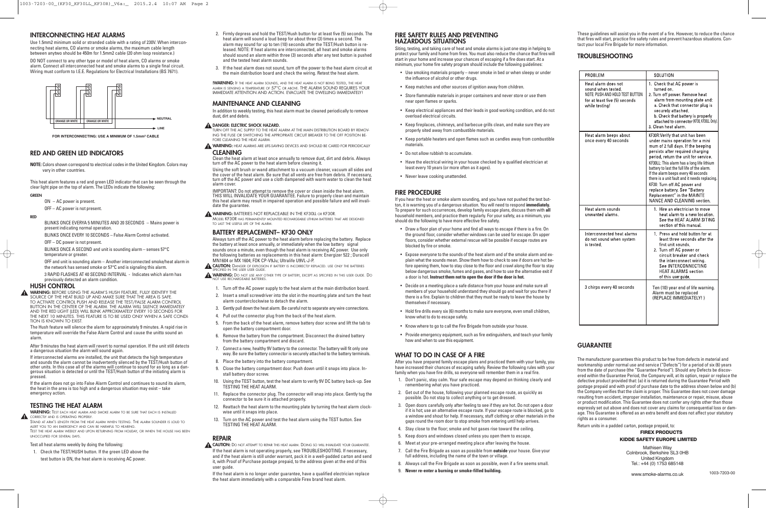## INTERCONNECTING HEAT ALARMS

Use 1.5mm2 minimum solid or stranded cable with a rating of 230V. When interconnecting heat alarms, CO alarms or smoke alarms, the maximum cable length between anytwo should be 450m for 1.5mm2 cable (20 ohm loop resistance.)

DO NOT connect to any other type or model of heat alarm, CO alarms or smoke alarm. Connect all interconnected heat and smoke alarms to a single final circuit. Wiring must conform to I.E.E. Regulations for Electrical Installations (BS 7671).

ORANGE OR WHITE
ORANGE OR WHITE
NEUTRAL
LINE

FOR INTERCONNECTING: USE A MINIMUM OF 1.5mm² CABLE

## RED AND GREEN LED INDICATORS

**NOTE:** Colors shown correspond to electrical codes in the United Kingdom. Colors may vary in other countries.

This heat alarm features a red and green LED indicator that can be seen through the clear light pipe on the top of alarm. The LEDs indicate the following:

**GREEN**

ON – AC power is present.

OFF – AC power is not present.

**RED**

BLINKS ONCE EVERYA 5 MINUTES AND 20 SECONDS – Mains power is present indicating normal operation.

BLINKS ONCE EVERY 10 SECONDS – False Alarm Control activated.

OFF – DC power is not present.

BLINKS ONCE A SECOND and unit is sounding alarm – senses 57°C temperature or greater.

OFF and unit is sounding alarm – Another interconnected smoke/heat alarm in the network has sensed smoke or 57°C and is signaling this alarm.

3 RAPID FLASHES AT 40 SECOND INTERVAL - Indicates which alarm has previously detected an alarm condition.

## HUSH CONTROL

**WARNING:** BEFORE USING THE ALARM'S HUSH FEATURE, FULLY IDENTIFY THE SOURCE OF THE HEAT BUILD UP AND MAKE SURE THAT THE AREA IS SAFE. TO ACTIVATE CONTROL PUSH AND RELEASE THE TEST/FALSE ALARM CONTROL BUTTON IN THE CENTER OF THE ALARM. THE ALARM WILL SILENCE IMMEDIATELY AND THE RED LIGHT (LED) WILL BLINK APPROXIMATELY EVERY 10 SECONDS FOR THE NEXT 10 MINUTES. THIS FEATURE IS TO BE USED ONLY WHEN A SAFE CONDITION IS KNOWN TO EXIST.

The Hush feature will silence the alarm for approximately 9 minutes. A rapid rise in temperature will override the False Alarm Control and cause the unitto sound an alarm.

After 9 minutes the heat alarm will revert to normal operation. If the unit still detects a dangerous situation the alarm will sound again.

If interconnected alarms are installed, the unit that detects the high temperature and sounds the alarm cannot be inadvertently silenced by the TEST/Hush button of other units. In this case all of the alarms will continue to sound for as long as a dangerous situation is detected or until the TEST/Hush button of the initiating alarm is pressed.

If the alarm does not go into False Alarm Control and continues to sound its alarm, the heat in the area is too high and a dangerous situation may exist – take emergency action.

## TESTING THE HEAT ALARM

**WARNING:** TEST EACH HEAT ALARM AND SMOKE ALARM TO BE SURE THAT EACH IS INSTALLED CORRECTLY AND IS OPERATING PROPERLY.

STAND AT ARM'S LENGTH FROM THE HEAT ALARM WHEN TESTING. THE ALARM SOUNDER IS LOUD TO ALERT YOU TO AN EMERGENCY AND CAN BE HARMFUL TO HEARING.

TEST THE HEAT ALARM WEEKLY AND UPON RETURNING FROM HOLIDAY, OR WHEN THE HOUSE HAS BEEN UNOCCUPIED FOR SEVERAL DAYS.

Test all heat alarms weekly by doing the following:

1. Check the TEST/HUSH button. If the green LED above the test button is ON, the heat alarm is receiving AC power.
2. Firmly depress and hold the TEST/Hush button for at least five (5) seconds. The heat alarm will sound a loud beep for about three (3) times a second. The alarm may sound for up to ten (10) seconds after the TEST/Hush button is released. NOTE: If heat alarms are interconnected, all heat and smoke alarms should sound an alarm within three (3) seconds after any test button is pushed and the tested heat alarm sounds.
3. If the heat alarm does not sound, turn off the power to the heat alarm circuit at the main distribution board and check the wiring. Retest the heat alarm.

**!WARNING:** IF THE HEAT ALARM SOUNDS, AND THE HEAT ALARM IS NOT BEING TESTED, THE HEAT ALARM IS SENSING A TEMPERATURE OF 57°C OR ABOVE. THE ALARM SOUND REQUIRES YOUR IMMEDIATE ATTENTION AND ACTION. EVACUATE THE DWELLING IMMEDIATELY!

## MAINTENANCE AND CLEANING

In addition to weekly testing, this heat alarm must be cleaned periodically to remove dust, dirt and debris.

**DANGER: ELECTRIC SHOCK HAZARD.**
TURN OFF THE AC SUPPLY TO THE HEAT ALARM AT THE MAIN DISTRIBUTION BOARD BY REMOVING THE FUSE OR SWITCHING THE APPROPRIATE CIRCUIT BREAKER TO THE OFF POSITION BEFORE CLEANING THE HEAT ALARM.

**WARNING:** HEAT ALARMS ARE LIFE-SAVING DEVICES AND SHOULD BE CARED FOR PERIODICALLY

### CLEANING

Clean the heat alarm at least once annually to remove dust, dirt and debris. Always turn off the AC power to the heat alarm before cleaning it.

Using the soft brush or wand attachment to a vacuum cleaner, vacuum all sides and the cover of the heat alarm. Be sure that all vents are free from debris. If necessary, turn off the AC power and use a cloth dampened with warm water to clean the heat alarm cover.

IMPORTANT: Do not attempt to remove the cover or clean inside the heat alarm. THIS WILL INVALIDATE YOUR GUARANTEE. Failure to properly clean and maintain this heat alarm may result in impaired operation and possible failure and will invalidate the guarantee.

**WARNING:** BATTERIES NOT REPLACEABLE IN THE KF30LL OR KF30R.
MODEL KF30R HAS PERMANENTLY MOUNTED RECHARGEABLE LITHIUM BATTERIES THAT ARE DESIGNED TO LAST THE USEFUL LIFE OF THE ALARM.

## BATTERY REPLACEMENT– KF30 ONLY

Always turn off the AC power to the heat alarm before replacing the battery. Replace the battery at least once annually, or immediately when the low battery signal sounds once a minute, even though the heat alarm is receiving AC power. Use only the following batteries as replacements in this heat alarm: Energizer 522 ; Duracell MN1604 or MX 1604; FDK CP-V9Ju; Ultralife U9VL-J-P.

**CAUTION:** DANGER OF EXPLOSION IF BATTERY IS INCORRECTLY REPLACED. USE ONLY THE BATTERIES SPECIFIED IN THE USER USER GUIDE.

**WARNING:** DO NOT USE ANY OTHER TYPE OF BATTERY, EXCEPT AS SPECIFIED IN THIS USER GUIDE. DO NOT USE RECHARGEABLE BATTERIES.

1. Turn off the AC power supply to the heat alarm at the main distribution board.
2. Insert a small screwdriver into the slot in the mounting plate and turn the heat alarm counterclockwise to detach the alarm.
3. Gently pull down the heat alarm. Be careful not to separate any wire connections.
4. Pull out the connector plug from the back of the heat alarm.
5. From the back of the heat alarm, remove battery door screw and lift the tab to open the battery compartment door.
6. Remove the battery from the compartment. Disconnect the drained battery from the battery compartment and discard.
7. Connect a new, healthy 9V battery to the connector. The battery will fit only one way. Be sure the battery connector is securely attached to the battery terminals.
8. Place the battery into the battery compartment.
9. Close the battery compartment door. Push down until it snaps into place. Install battery door screw.
10. Using the TEST button, test the heat alarm to verify 9V DC battery back-up. See TESTING THE HEAT ALARM.
11. Replace the connector plug. The connector will snap into place. Gently tug the connector to be sure it is attached properly.
12. Reattach the heat alarm to the mounting plate by turning the heat alarm clockwise until it snaps into place.
13. Turn on the AC power and test the heat alarm using the TEST button. See TESTING THE HEAT ALARM.

## REPAIR

**CAUTION:** DO NOT ATTEMPT TO REPAIR THIS HEAT ALARM. DOING SO WILL INVALIDATE YOUR GUARANTEE.

If the heat alarm is not operating properly, see TROUBLESHOOTING. If necessary, and if the heat alarm is still under warrant, pack it in a well-padded carton and send it, with Proof of Purchase postage prepaid, to the address given at the end of this user guide.

If the heat alarm is no longer under guarantee, have a qualified electrician replace the heat alarm immediately with a comparable Firex brand heat alarm.

## FIRE SAFETY RULES AND PREVENTING HAZARDOUS SITUATIONS

Siting, testing, and taking care of heat and smoke alarms is just one step in helping to protect your family and home from fires. You must also reduce the chance that fires will start in your home and increase your chances of escaping if a fire does start. At a minimum, your home fire safety program should include the following guidelines:

- Use smoking materials properly – never smoke in bed or when sleepy or under the influence of alcohol or other drugs.
- Keep matches and other sources of ignition away from children.
- Store flammable materials in proper containers and never store or use them near open flames or sparks.
- Keep electrical appliances and their leads in good working condition, and do not overload electrical circuits.
- Keep fireplaces, chimneys, and barbecue grills clean, and make sure they are properly sited away from combustible materials.
- Keep portable heaters and open flames such as candles away from combustible materials.
- Do not allow rubbish to accumulate.
- Have the electrical wiring in your house checked by a qualified electrician at least every 10 years (or more often as it ages).
- Never leave cooking unattended.

## FIRE PROCEDURE

If you hear the heat or smoke alarm sounding, and you have not pushed the test button, it is warning you of a dangerous situation. You will need to respond **immediately.** To prepare for such occurrences, develop family escape plans, discuss them with **all** household members, and practice them regularly. For your safety, as a minimum, you should do the following to have more effective fire safety.

- Draw a floor plan of your home and find all ways to escape if there is a fire. On the ground floor, consider whether windows can be used for escape. On upper floors, consider whether external rescue will be possible if escape routes are blocked by fire or smoke.
- Expose everyone to the sounds of the heat alarm and of the smoke alarm and explain what the sounds mean. Show them how to check to see if doors are hot before opening them, how to stay close to the floor and crawl along the floor to stay below dangerous smoke, fumes and gases, and how to use the alternative exit if a door is hot. **Instruct them not to open the door if the door is hot.**
- Decide on a meeting place a safe distance from your house and make sure all members of your household understand they should go and wait for you there if there is a fire. Explain to children that they must be ready to leave the house by themselves if necessary.
- Hold fire drills every six (6) months to make sure everyone, even small children, know what to do to escape safely.
- Know where to go to call the Fire Brigade from outside your house.
- Provide emergency equipment, such as fire extinguishers, and teach your family how and when to use this equipment.

## WHAT TO DO IN CASE OF A FIRE

After you have prepared family escape plans and practiced them with your family, you have increased their chances of escaping safely. Review the following rules with your family when you have fire drills, so everyone will remember them in a real fire.

1. Don't panic, stay calm. Your safe escape may depend on thinking clearly and remembering what you have practiced.
2. Get out of the house, following your planned escape route, as quickly as possible. Do not stop to collect anything or to get dressed.
3. Open doors carefully only after feeling to see if they are hot. Do not open a door if it is hot; use an alternative escape route. If your escape route is blocked, go to a window and shout for help. If necessary, stuff clothing or other materials in the gaps round the room door to stop smoke from entering until help arrives.
4. Stay close to the floor; smoke and hot gases rise toward the ceiling.
5. Keep doors and windows closed unless you open them to escape.
6. Meet at your pre-arranged meeting place after leaving the house.
7. Call the Fire Brigade as soon as possible from **outside** your house. Give your full address, including the name of the town or village.
8. Always call the Fire Brigade as soon as possible, even if a fire seems small.
9. **Never re-enter a burning or smoke-filled building.**

These guidelines will assist you in the event of a fire. However, to reduce the chance that fires will start, practice fire safety rules and prevent hazardous situations. Contact your local Fire Brigade for more information.

## TROUBLESHOOTING

| PROBLEM | SOLUTION |
|---|---|
| Heat alarm does not sound when tested. NOTE: PUSH AND HOLD TEST BUTTON for at least five (5) seconds while testing! | 1. Check that AC power is turned on. 2. Turn off power. Remove heat alarm from mounting plate and: a. Check that connector plug is securely attached. b. Check that battery is properly attached to connector (KF30, KF30LL Only). 3. Clean heat alarm. |
| Heat alarm beeps about once every 40 seconds | KF30R:Verify that unit has been under mains operation for a minimum of 2 full days. If the beeping persists after required charging period, return the unit for service. KF30LL: This alarm has a long life lithium battery to last the full life of the alarm. If the alarm beeps every 40 seconds there is a unit fault and it needs replacing. KF30: Turn off AC power and replace battery. See "Battery Replacement" in the MAINTENANCE AND CLEANING section. |
| Heat alarm sounds unwanted alarms. | 1. Hire an electrician to move heat alarm to a new location. See the HEAT ALARM SITING section of this manual. |
| Interconnected heat alarms do not sound when system is tested. | 1. Press and hold button for at least three seconds after the first unit sounds. 2. Turn off AC power or circuit breaker and check the interconnect wiring. See INTERCONNECTING HEAT ALARMS section of this user guide. |
| 3 chirps every 40 seconds | Ten (10) year end of life warning. Alarm must be replaced (REPLACE IMMEDIATELY! ) |

## GUARANTEE

The manufacturer guarantees this product to be free from defects in material and workmanship under normal use and service ("Defects") for a period of six (6) years from the date of purchase (the "Guarantee Period"). Should any Defects be discovered within the Guarantee Period, the Company will, at its option, repair or replace the defective product provided that: (a) it is returned during the Guarantee Period with postage prepaid and with proof of purchase date to the address shown below and (b) the Company verifies that the claim is proper. This Guarantee does not cover damage resulting from accident, improper installation, maintenance or repair, misuse, abuse or product modification. This Guarantee does not confer any rights other than those expressly set out above and does not cover any claims for consequential loss or damage. This Guarantee is offered as an extra benefit and does not affect your statutory rights as a consumer.

Return units in a padded carton, postage prepaid, to:

**FIREX PRODUCTS**
**KIDDE SAFETY EUROPE LIMITED**

Mathisen Way
Colnbrook, Berkshire SL3 0HB
United Kingdom
Tel.: +44 (0) 1753 685148

www.smoke-alarms.co.uk

1003-7203-00